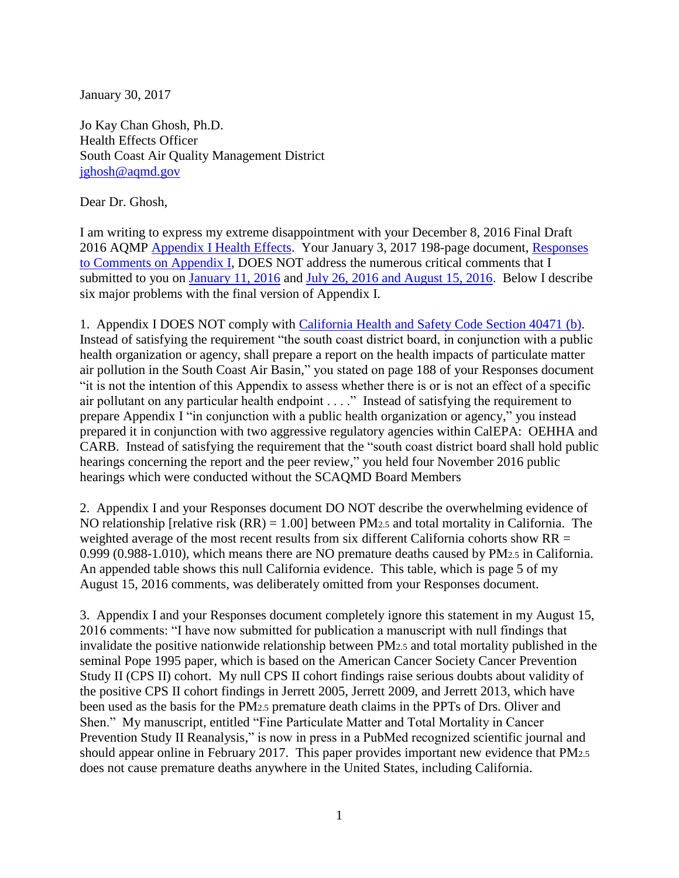January 30, 2017

Jo Kay Chan Ghosh, Ph.D.
Health Effects Officer
South Coast Air Quality Management District
jghosh@aqmd.gov

Dear Dr. Ghosh,

I am writing to express my extreme disappointment with your December 8, 2016 Final Draft 2016 AQMP Appendix I Health Effects. Your January 3, 2017 198-page document, Responses to Comments on Appendix I, DOES NOT address the numerous critical comments that I submitted to you on January 11, 2016 and July 26, 2016 and August 15, 2016. Below I describe six major problems with the final version of Appendix I.

1. Appendix I DOES NOT comply with California Health and Safety Code Section 40471 (b). Instead of satisfying the requirement "the south coast district board, in conjunction with a public health organization or agency, shall prepare a report on the health impacts of particulate matter air pollution in the South Coast Air Basin," you stated on page 188 of your Responses document "it is not the intention of this Appendix to assess whether there is or is not an effect of a specific air pollutant on any particular health endpoint . . . ." Instead of satisfying the requirement to prepare Appendix I "in conjunction with a public health organization or agency," you instead prepared it in conjunction with two aggressive regulatory agencies within CalEPA: OEHHA and CARB. Instead of satisfying the requirement that the "south coast district board shall hold public hearings concerning the report and the peer review," you held four November 2016 public hearings which were conducted without the SCAQMD Board Members

2. Appendix I and your Responses document DO NOT describe the overwhelming evidence of NO relationship [relative risk (RR) = 1.00] between $PM_{2.5}$ and total mortality in California. The weighted average of the most recent results from six different California cohorts show RR = 0.999 (0.988-1.010), which means there are NO premature deaths caused by $PM_{2.5}$ in California. An appended table shows this null California evidence. This table, which is page 5 of my August 15, 2016 comments, was deliberately omitted from your Responses document.

3. Appendix I and your Responses document completely ignore this statement in my August 15, 2016 comments: "I have now submitted for publication a manuscript with null findings that invalidate the positive nationwide relationship between $PM_{2.5}$ and total mortality published in the seminal Pope 1995 paper, which is based on the American Cancer Society Cancer Prevention Study II (CPS II) cohort. My null CPS II cohort findings raise serious doubts about validity of the positive CPS II cohort findings in Jerrett 2005, Jerrett 2009, and Jerrett 2013, which have been used as the basis for the $PM_{2.5}$ premature death claims in the PPTs of Drs. Oliver and Shen." My manuscript, entitled "Fine Particulate Matter and Total Mortality in Cancer Prevention Study II Reanalysis," is now in press in a PubMed recognized scientific journal and should appear online in February 2017. This paper provides important new evidence that $PM_{2.5}$ does not cause premature deaths anywhere in the United States, including California.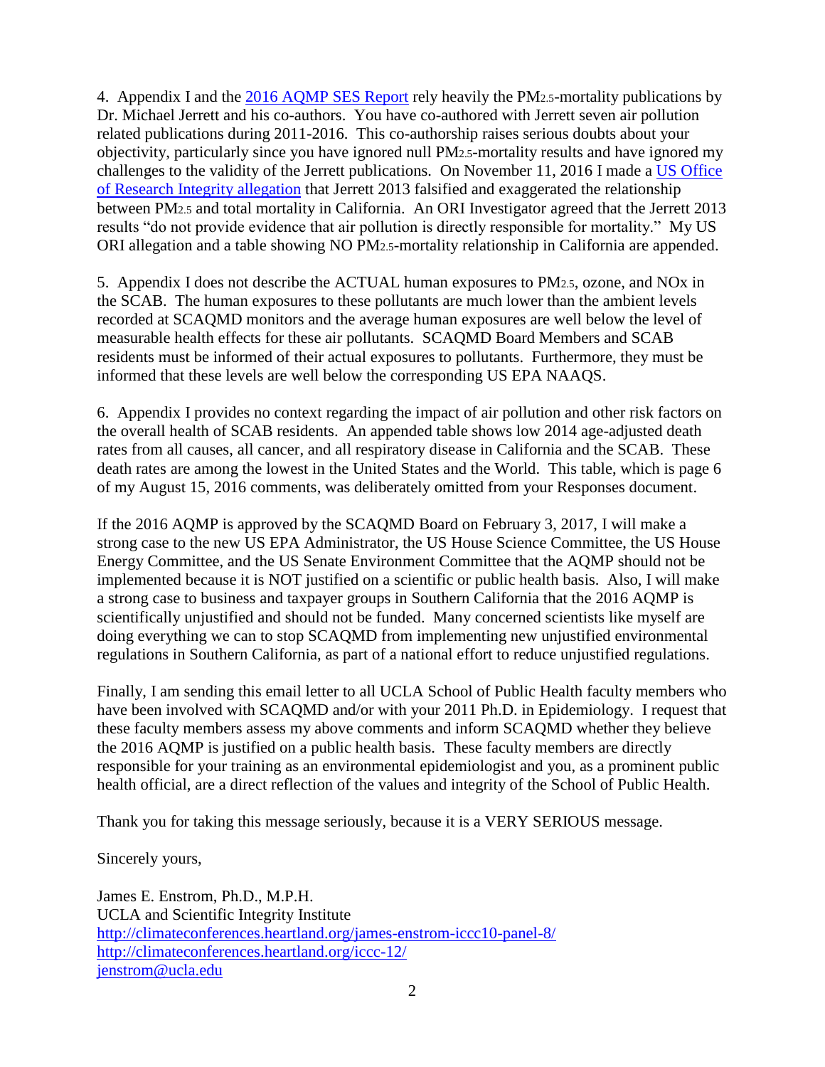4. Appendix I and the [2016 AQMP SES Report](2016 AQMP SES Report) rely heavily the $PM_{2.5}$-mortality publications by Dr. Michael Jerrett and his co-authors. You have co-authored with Jerrett seven air pollution related publications during 2011-2016. This co-authorship raises serious doubts about your objectivity, particularly since you have ignored null $PM_{2.5}$-mortality results and have ignored my challenges to the validity of the Jerrett publications. On November 11, 2016 I made a US Office of Research Integrity allegation that Jerrett 2013 falsified and exaggerated the relationship between $PM_{2.5}$ and total mortality in California. An ORI Investigator agreed that the Jerrett 2013 results "do not provide evidence that air pollution is directly responsible for mortality." My US ORI allegation and a table showing NO $PM_{2.5}$-mortality relationship in California are appended.

5. Appendix I does not describe the ACTUAL human exposures to $PM_{2.5}$, ozone, and NOx in the SCAB. The human exposures to these pollutants are much lower than the ambient levels recorded at SCAQMD monitors and the average human exposures are well below the level of measurable health effects for these air pollutants. SCAQMD Board Members and SCAB residents must be informed of their actual exposures to pollutants. Furthermore, they must be informed that these levels are well below the corresponding US EPA NAAQS.

6. Appendix I provides no context regarding the impact of air pollution and other risk factors on the overall health of SCAB residents. An appended table shows low 2014 age-adjusted death rates from all causes, all cancer, and all respiratory disease in California and the SCAB. These death rates are among the lowest in the United States and the World. This table, which is page 6 of my August 15, 2016 comments, was deliberately omitted from your Responses document.

If the 2016 AQMP is approved by the SCAQMD Board on February 3, 2017, I will make a strong case to the new US EPA Administrator, the US House Science Committee, the US House Energy Committee, and the US Senate Environment Committee that the AQMP should not be implemented because it is NOT justified on a scientific or public health basis. Also, I will make a strong case to business and taxpayer groups in Southern California that the 2016 AQMP is scientifically unjustified and should not be funded. Many concerned scientists like myself are doing everything we can to stop SCAQMD from implementing new unjustified environmental regulations in Southern California, as part of a national effort to reduce unjustified regulations.

Finally, I am sending this email letter to all UCLA School of Public Health faculty members who have been involved with SCAQMD and/or with your 2011 Ph.D. in Epidemiology. I request that these faculty members assess my above comments and inform SCAQMD whether they believe the 2016 AQMP is justified on a public health basis. These faculty members are directly responsible for your training as an environmental epidemiologist and you, as a prominent public health official, are a direct reflection of the values and integrity of the School of Public Health.

Thank you for taking this message seriously, because it is a VERY SERIOUS message.

Sincerely yours,

James E. Enstrom, Ph.D., M.P.H.
UCLA and Scientific Integrity Institute
http://climateconferences.heartland.org/james-enstrom-iccc10-panel-8/
http://climateconferences.heartland.org/iccc-12/
jenstrom@ucla.edu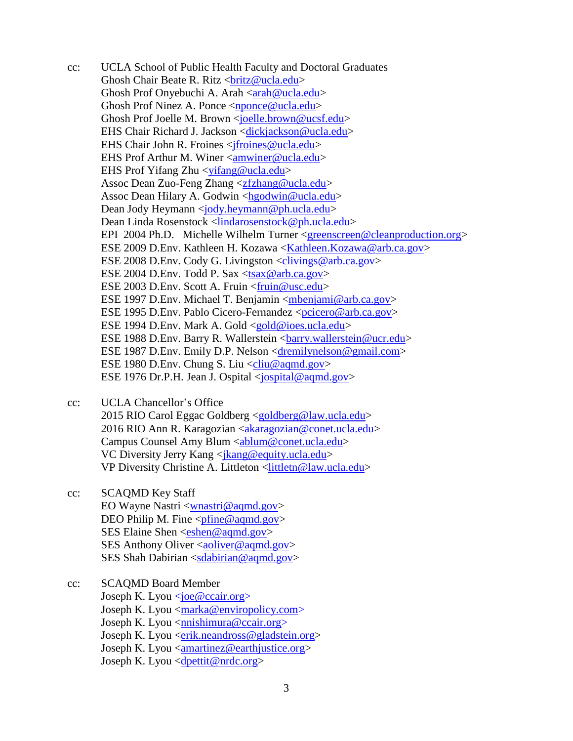cc: UCLA School of Public Health Faculty and Doctoral Graduates
Ghosh Chair Beate R. Ritz <britz@ucla.edu>
Ghosh Prof Onyebuchi A. Arah <arah@ucla.edu>
Ghosh Prof Ninez A. Ponce <nponce@ucla.edu>
Ghosh Prof Joelle M. Brown <joelle.brown@ucsf.edu>
EHS Chair Richard J. Jackson <dickjackson@ucla.edu>
EHS Chair John R. Froines <jfroines@ucla.edu>
EHS Prof Arthur M. Winer <amwiner@ucla.edu>
EHS Prof Yifang Zhu <yifang@ucla.edu>
Assoc Dean Zuo-Feng Zhang <zfzhang@ucla.edu>
Assoc Dean Hilary A. Godwin <hgodwin@ucla.edu>
Dean Jody Heymann <jody.heymann@ph.ucla.edu>
Dean Linda Rosenstock <lindarosenstock@ph.ucla.edu>
EPI 2004 Ph.D. Michelle Wilhelm Turner <greenscreen@cleanproduction.org>
ESE 2009 D.Env. Kathleen H. Kozawa <Kathleen.Kozawa@arb.ca.gov>
ESE 2008 D.Env. Cody G. Livingston <clivings@arb.ca.gov>
ESE 2004 D.Env. Todd P. Sax <tsax@arb.ca.gov>
ESE 2003 D.Env. Scott A. Fruin <fruin@usc.edu>
ESE 1997 D.Env. Michael T. Benjamin <mbenjami@arb.ca.gov>
ESE 1995 D.Env. Pablo Cicero-Fernandez <pcicero@arb.ca.gov>
ESE 1994 D.Env. Mark A. Gold <gold@ioes.ucla.edu>
ESE 1988 D.Env. Barry R. Wallerstein <barry.wallerstein@ucr.edu>
ESE 1987 D.Env. Emily D.P. Nelson <dremilynelson@gmail.com>
ESE 1980 D.Env. Chung S. Liu <cliu@aqmd.gov>
ESE 1976 Dr.P.H. Jean J. Ospital <jospital@aqmd.gov>

cc: UCLA Chancellor's Office
2015 RIO Carol Eggac Goldberg <goldberg@law.ucla.edu>
2016 RIO Ann R. Karagozian <akaragozian@conet.ucla.edu>
Campus Counsel Amy Blum <ablum@conet.ucla.edu>
VC Diversity Jerry Kang <jkang@equity.ucla.edu>
VP Diversity Christine A. Littleton <littletn@law.ucla.edu>

cc: SCAQMD Key Staff
EO Wayne Nastri <wnastri@aqmd.gov>
DEO Philip M. Fine <pfine@aqmd.gov>
SES Elaine Shen <eshen@aqmd.gov>
SES Anthony Oliver <aoliver@aqmd.gov>
SES Shah Dabirian <sdabirian@aqmd.gov>

cc: SCAQMD Board Member
Joseph K. Lyou <joe@ccair.org>
Joseph K. Lyou <marka@enviropolicy.com>
Joseph K. Lyou <nnishimura@ccair.org>
Joseph K. Lyou <erik.neandross@gladstein.org>
Joseph K. Lyou <amartinez@earthjustice.org>
Joseph K. Lyou <dpettit@nrdc.org>